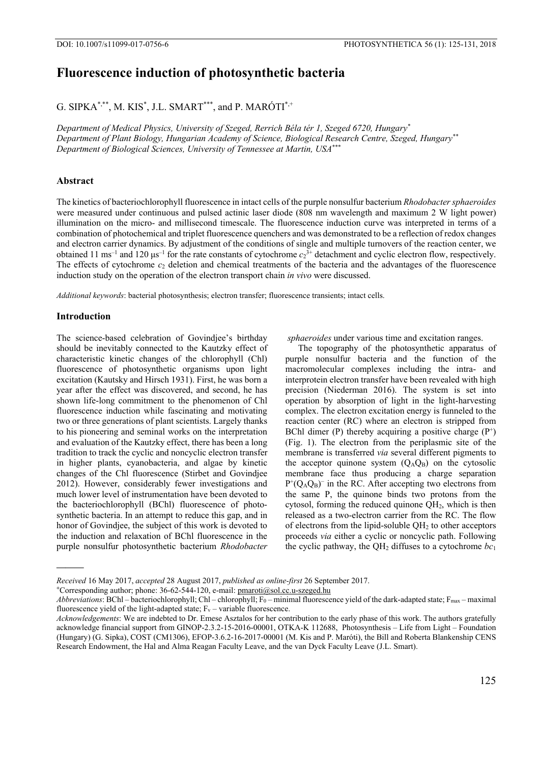DOI: 10.1007/s11099-017-0756-6

# Fluorescence induction of photosynthetic bacteria

G. SIPKA[\*,\*\*], M. KIS[\*], J.L. SMART[\*\*\*], and P. MARÓTI[\*,+]

*Department of Medical Physics, University of Szeged, Rerrich Béla tér 1, Szeged 6720, Hungary*[\*]
*Department of Plant Biology, Hungarian Academy of Science, Biological Research Centre, Szeged, Hungary*[\*\*]
*Department of Biological Sciences, University of Tennessee at Martin, USA*[\*\*\*]

## Abstract

The kinetics of bacteriochlorophyll fluorescence in intact cells of the purple nonsulfur bacterium *Rhodobacter sphaeroides* were measured under continuous and pulsed actinic laser diode (808 nm wavelength and maximum 2 W light power) illumination on the micro- and millisecond timescale. The fluorescence induction curve was interpreted in terms of a combination of photochemical and triplet fluorescence quenchers and was demonstrated to be a reflection of redox changes and electron carrier dynamics. By adjustment of the conditions of single and multiple turnovers of the reaction center, we obtained 11 $ms^{-1}$ and 120 $\mu s^{-1}$ for the rate constants of cytochrome $c_2^{3+}$ detachment and cyclic electron flow, respectively. The effects of cytochrome $c_2$ deletion and chemical treatments of the bacteria and the advantages of the fluorescence induction study on the operation of the electron transport chain *in vivo* were discussed.

*Additional keywords*: bacterial photosynthesis; electron transfer; fluorescence transients; intact cells.

## Introduction

The science-based celebration of Govindjee's birthday should be inevitably connected to the Kautzky effect of characteristic kinetic changes of the chlorophyll (Chl) fluorescence of photosynthetic organisms upon light excitation (Kautsky and Hirsch 1931). First, he was born a year after the effect was discovered, and second, he has shown life-long commitment to the phenomenon of Chl fluorescence induction while fascinating and motivating two or three generations of plant scientists. Largely thanks to his pioneering and seminal works on the interpretation and evaluation of the Kautzky effect, there has been a long tradition to track the cyclic and noncyclic electron transfer in higher plants, cyanobacteria, and algae by kinetic changes of the Chl fluorescence (Stirbet and Govindjee 2012). However, considerably fewer investigations and much lower level of instrumentation have been devoted to the bacteriochlorophyll (BChl) fluorescence of photosynthetic bacteria. In an attempt to reduce this gap, and in honor of Govindjee, the subject of this work is devoted to the induction and relaxation of BChl fluorescence in the purple nonsulfur photosynthetic bacterium *Rhodobacter sphaeroides* under various time and excitation ranges.

The topography of the photosynthetic apparatus of purple nonsulfur bacteria and the function of the macromolecular complexes including the intra- and interprotein electron transfer have been revealed with high precision (Niederman 2016). The system is set into operation by absorption of light in the light-harvesting complex. The electron excitation energy is funneled to the reaction center (RC) where an electron is stripped from BChl dimer (P) thereby acquiring a positive charge ($P^+$) (Fig. 1). The electron from the periplasmic site of the membrane is transferred *via* several different pigments to the acceptor quinone system ($Q_AQ_B$) on the cytosolic membrane face thus producing a charge separation $P^+(Q_AQ_B)^-$ in the RC. After accepting two electrons from the same P, the quinone binds two protons from the cytosol, forming the reduced quinone $QH_2$, which is then released as a two-electron carrier from the RC. The flow of electrons from the lipid-soluble $QH_2$ to other acceptors proceeds *via* either a cyclic or noncyclic path. Following the cyclic pathway, the $QH_2$ diffuses to a cytochrome $bc_1$

---

*Received* 16 May 2017, *accepted* 28 August 2017, *published as online-first* 26 September 2017.
[+]Corresponding author; phone: 36-62-544-120, e-mail: pmaroti@sol.cc.u-szeged.hu
*Abbreviations*: BChl – bacteriochlorophyll; Chl – chlorophyll; $F_0$ – minimal fluorescence yield of the dark-adapted state; $F_{max}$ – maximal fluorescence yield of the light-adapted state; $F_v$ – variable fluorescence.
*Acknowledgements*: We are indebted to Dr. Emese Asztalos for her contribution to the early phase of this work. The authors gratefully acknowledge financial support from GINOP-2.3.2-15-2016-00001, OTKA-K 112688, Photosynthesis – Life from Light – Foundation (Hungary) (G. Sipka), COST (CM1306), EFOP-3.6.2-16-2017-00001 (M. Kis and P. Maróti), the Bill and Roberta Blankenship CENS Research Endowment, the Hal and Alma Reagan Faculty Leave, and the van Dyck Faculty Leave (J.L. Smart).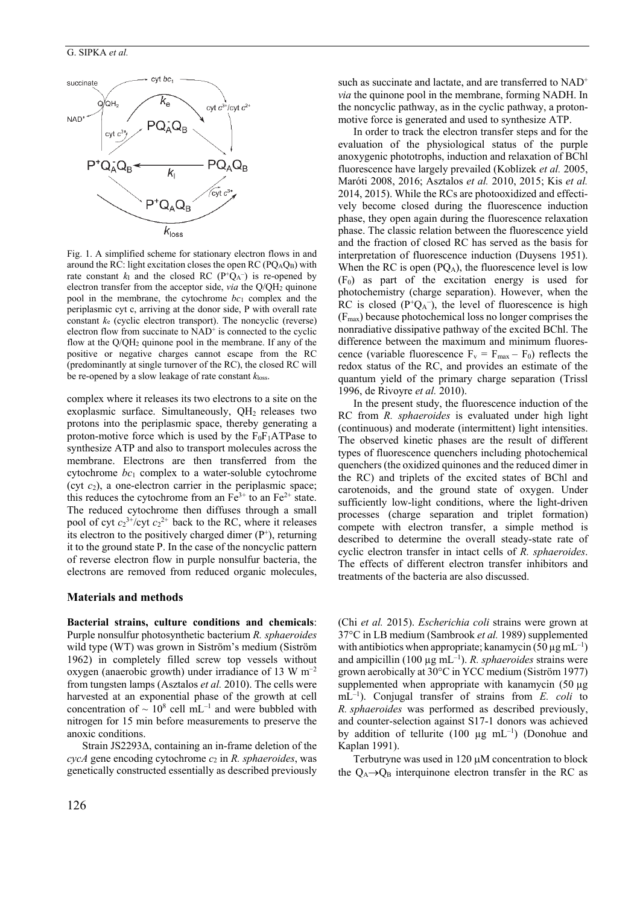Fig. 1. A simplified scheme for stationary electron flows in and around the RC: light excitation closes the open RC ($PQ_AQ_B$) with rate constant $k_I$ and the closed RC ($P^+Q_A^-$) is re-opened by electron transfer from the acceptor side, *via* the $Q/QH_2$ quinone pool in the membrane, the cytochrome $bc_1$ complex and the periplasmic cyt c, arriving at the donor side, P with overall rate constant $k_e$ (cyclic electron transport). The noncyclic (reverse) electron flow from succinate to $NAD^+$ is connected to the cyclic flow at the $Q/QH_2$ quinone pool in the membrane. If any of the positive or negative charges cannot escape from the RC (predominantly at single turnover of the RC), the closed RC will be re-opened by a slow leakage of rate constant $k_{loss}$.

complex where it releases its two electrons to a site on the exoplasmic surface. Simultaneously, $QH_2$ releases two protons into the periplasmic space, thereby generating a proton-motive force which is used by the $F_0F_1$ATPase to synthesize ATP and also to transport molecules across the membrane. Electrons are then transferred from the cytochrome $bc_1$ complex to a water-soluble cytochrome (cyt $c_2$), a one-electron carrier in the periplasmic space; this reduces the cytochrome from an $Fe^{3+}$ to an $Fe^{2+}$ state. The reduced cytochrome then diffuses through a small pool of cyt $c_2^{3+}$/cyt $c_2^{2+}$ back to the RC, where it releases its electron to the positively charged dimer ($P^+$), returning it to the ground state P. In the case of the noncyclic pattern of reverse electron flow in purple nonsulfur bacteria, the electrons are removed from reduced organic molecules, such as succinate and lactate, and are transferred to $NAD^+$ *via* the quinone pool in the membrane, forming NADH. In the noncyclic pathway, as in the cyclic pathway, a proton-motive force is generated and used to synthesize ATP.

In order to track the electron transfer steps and for the evaluation of the physiological status of the purple anoxygenic phototrophs, induction and relaxation of BChl fluorescence have largely prevailed (Koblizek *et al.* 2005, Maróti 2008, 2016; Asztalos *et al.* 2010, 2015; Kis *et al.* 2014, 2015). While the RCs are photooxidized and effectively become closed during the fluorescence induction phase, they open again during the fluorescence relaxation phase. The classic relation between the fluorescence yield and the fraction of closed RC has served as the basis for interpretation of fluorescence induction (Duysens 1951). When the RC is open ($PQ_A$), the fluorescence level is low ($F_0$) as part of the excitation energy is used for photochemistry (charge separation). However, when the RC is closed ($P^+Q_A^-$), the level of fluorescence is high ($F_{max}$) because photochemical loss no longer comprises the nonradiative dissipative pathway of the excited BChl. The difference between the maximum and minimum fluorescence (variable fluorescence $F_v = F_{max} - F_0$) reflects the redox status of the RC, and provides an estimate of the quantum yield of the primary charge separation (Trissl 1996, de Rivoyre *et al.* 2010).

In the present study, the fluorescence induction of the RC from *R. sphaeroides* is evaluated under high light (continuous) and moderate (intermittent) light intensities. The observed kinetic phases are the result of different types of fluorescence quenchers including photochemical quenchers (the oxidized quinones and the reduced dimer in the RC) and triplets of the excited states of BChl and carotenoids, and the ground state of oxygen. Under sufficiently low-light conditions, where the light-driven processes (charge separation and triplet formation) compete with electron transfer, a simple method is described to determine the overall steady-state rate of cyclic electron transfer in intact cells of *R. sphaeroides*. The effects of different electron transfer inhibitors and treatments of the bacteria are also discussed.

## Materials and methods

**Bacterial strains, culture conditions and chemicals**: Purple nonsulfur photosynthetic bacterium *R. sphaeroides* wild type (WT) was grown in Siström's medium (Siström 1962) in completely filled screw top vessels without oxygen (anaerobic growth) under irradiance of 13 W $m^{-2}$ from tungsten lamps (Asztalos *et al.* 2010). The cells were harvested at an exponential phase of the growth at cell concentration of ~ $10^8$ cell $mL^{-1}$ and were bubbled with nitrogen for 15 min before measurements to preserve the anoxic conditions.

Strain JS2293Δ, containing an in-frame deletion of the *cycA* gene encoding cytochrome $c_2$ in *R. sphaeroides*, was genetically constructed essentially as described previously (Chi *et al.* 2015). *Escherichia coli* strains were grown at 37°C in LB medium (Sambrook *et al.* 1989) supplemented with antibiotics when appropriate; kanamycin (50 μg $mL^{-1}$) and ampicillin (100 μg $mL^{-1}$). *R. sphaeroides* strains were grown aerobically at 30°C in YCC medium (Siström 1977) supplemented when appropriate with kanamycin (50 μg $mL^{-1}$). Conjugal transfer of strains from *E. coli* to *R. sphaeroides* was performed as described previously, and counter-selection against S17-1 donors was achieved by addition of tellurite (100 μg $mL^{-1}$) (Donohue and Kaplan 1991).

Terbutryne was used in 120 μM concentration to block the $Q_A \rightarrow Q_B$ interquinone electron transfer in the RC as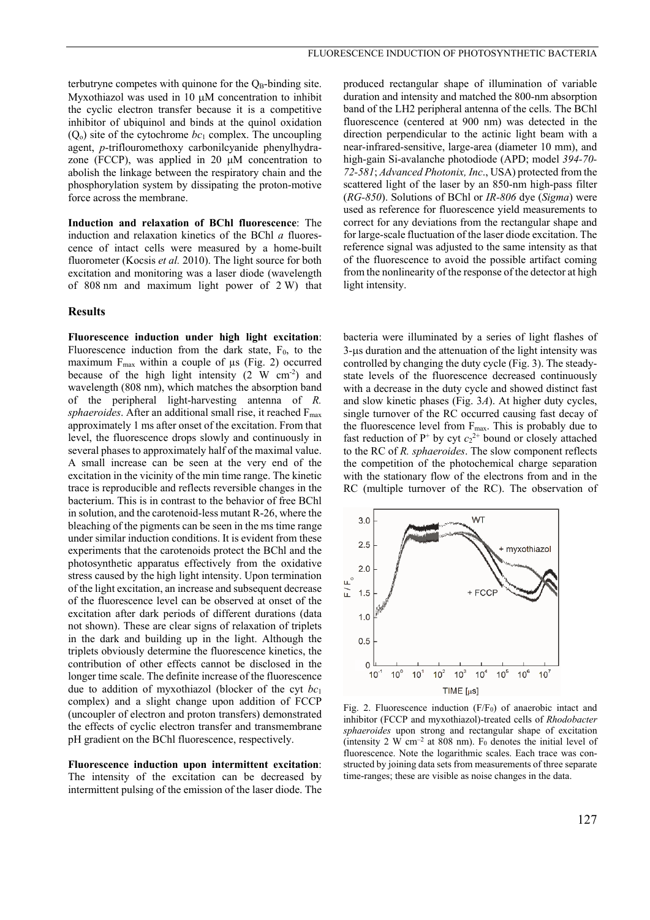terbutryne competes with quinone for the $Q_B$-binding site. Myxothiazol was used in 10 μM concentration to inhibit the cyclic electron transfer because it is a competitive inhibitor of ubiquinol and binds at the quinol oxidation ($Q_o$) site of the cytochrome $bc_1$ complex. The uncoupling agent, *p*-triflouromethoxy carbonilcyanide phenylhydrazone (FCCP), was applied in 20 μM concentration to abolish the linkage between the respiratory chain and the phosphorylation system by dissipating the proton-motive force across the membrane.

**Induction and relaxation of BChl fluorescence**: The induction and relaxation kinetics of the BChl *a* fluorescence of intact cells were measured by a home-built fluorometer (Kocsis *et al.* 2010). The light source for both excitation and monitoring was a laser diode (wavelength of 808 nm and maximum light power of 2 W) that produced rectangular shape of illumination of variable duration and intensity and matched the 800-nm absorption band of the LH2 peripheral antenna of the cells. The BChl fluorescence (centered at 900 nm) was detected in the direction perpendicular to the actinic light beam with a near-infrared-sensitive, large-area (diameter 10 mm), and high-gain Si-avalanche photodiode (APD; model *394-70-72-581*; *Advanced Photonix, Inc*., USA) protected from the scattered light of the laser by an 850-nm high-pass filter (*RG-850*). Solutions of BChl or *IR-806* dye (*Sigma*) were used as reference for fluorescence yield measurements to correct for any deviations from the rectangular shape and for large-scale fluctuation of the laser diode excitation. The reference signal was adjusted to the same intensity as that of the fluorescence to avoid the possible artifact coming from the nonlinearity of the response of the detector at high light intensity.

## Results

**Fluorescence induction under high light excitation**: Fluorescence induction from the dark state, $F_0$, to the maximum $F_{max}$ within a couple of μs (Fig. 2) occurred because of the high light intensity (2 W $cm^{-2}$) and wavelength (808 nm), which matches the absorption band of the peripheral light-harvesting antenna of *R. sphaeroides*. After an additional small rise, it reached $F_{max}$ approximately 1 ms after onset of the excitation. From that level, the fluorescence drops slowly and continuously in several phases to approximately half of the maximal value. A small increase can be seen at the very end of the excitation in the vicinity of the min time range. The kinetic trace is reproducible and reflects reversible changes in the bacterium. This is in contrast to the behavior of free BChl in solution, and the carotenoid-less mutant R-26, where the bleaching of the pigments can be seen in the ms time range under similar induction conditions. It is evident from these experiments that the carotenoids protect the BChl and the photosynthetic apparatus effectively from the oxidative stress caused by the high light intensity. Upon termination of the light excitation, an increase and subsequent decrease of the fluorescence level can be observed at onset of the excitation after dark periods of different durations (data not shown). These are clear signs of relaxation of triplets in the dark and building up in the light. Although the triplets obviously determine the fluorescence kinetics, the contribution of other effects cannot be disclosed in the longer time scale. The definite increase of the fluorescence due to addition of myxothiazol (blocker of the cyt $bc_1$ complex) and a slight change upon addition of FCCP (uncoupler of electron and proton transfers) demonstrated the effects of cyclic electron transfer and transmembrane pH gradient on the BChl fluorescence, respectively.

**Fluorescence induction upon intermittent excitation**: The intensity of the excitation can be decreased by intermittent pulsing of the emission of the laser diode. The bacteria were illuminated by a series of light flashes of 3-μs duration and the attenuation of the light intensity was controlled by changing the duty cycle (Fig. 3). The steady-state levels of the fluorescence decreased continuously with a decrease in the duty cycle and showed distinct fast and slow kinetic phases (Fig. 3*A*). At higher duty cycles, single turnover of the RC occurred causing fast decay of the fluorescence level from $F_{max}$. This is probably due to fast reduction of $P^+$ by cyt $c_2^{2+}$ bound or closely attached to the RC of *R. sphaeroides*. The slow component reflects the competition of the photochemical charge separation with the stationary flow of the electrons from and in the RC (multiple turnover of the RC). The observation of

Fig. 2. Fluorescence induction ($F/F_0$) of anaerobic intact and inhibitor (FCCP and myxothiazol)-treated cells of *Rhodobacter sphaeroides* upon strong and rectangular shape of excitation (intensity 2 W $cm^{-2}$ at 808 nm). $F_0$ denotes the initial level of fluorescence. Note the logarithmic scales. Each trace was constructed by joining data sets from measurements of three separate time-ranges; these are visible as noise changes in the data.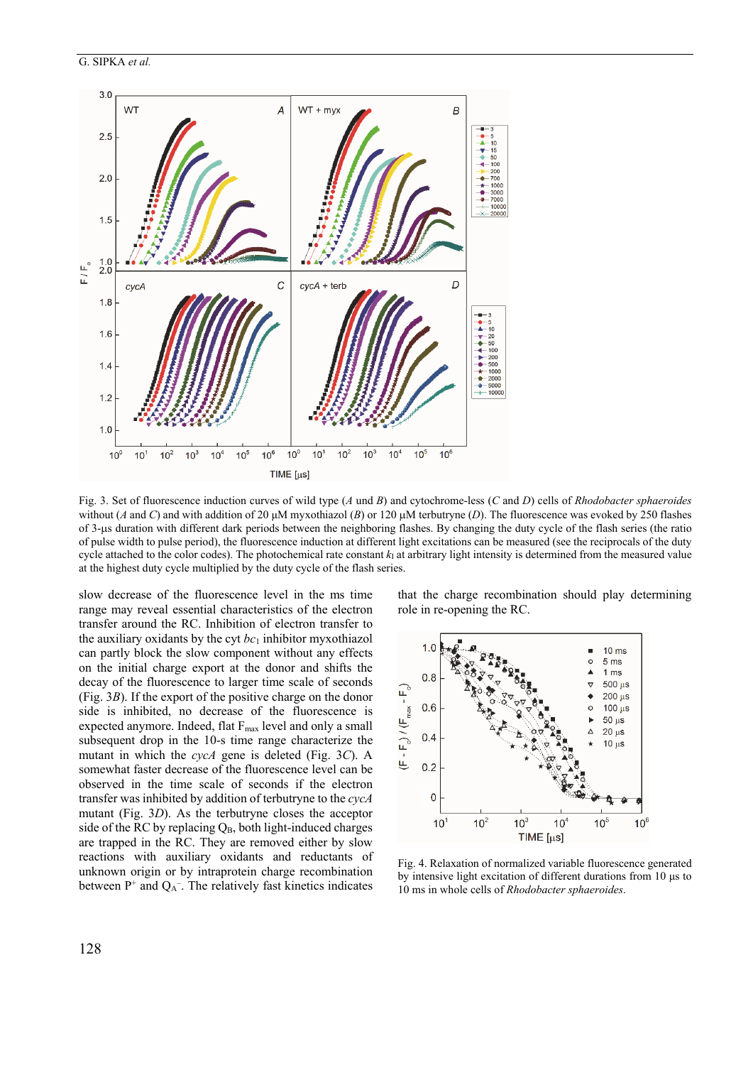Fig. 3. Set of fluorescence induction curves of wild type (*A* und *B*) and cytochrome-less (*C* and *D*) cells of *Rhodobacter sphaeroides* without (*A* and *C*) and with addition of 20 µM myxothiazol (*B*) or 120 µM terbutryne (*D*). The fluorescence was evoked by 250 flashes of 3-µs duration with different dark periods between the neighboring flashes. By changing the duty cycle of the flash series (the ratio of pulse width to pulse period), the fluorescence induction at different light excitations can be measured (see the reciprocals of the duty cycle attached to the color codes). The photochemical rate constant $k_I$ at arbitrary light intensity is determined from the measured value at the highest duty cycle multiplied by the duty cycle of the flash series.

slow decrease of the fluorescence level in the ms time range may reveal essential characteristics of the electron transfer around the RC. Inhibition of electron transfer to the auxiliary oxidants by the cyt $bc_1$ inhibitor myxothiazol can partly block the slow component without any effects on the initial charge export at the donor and shifts the decay of the fluorescence to larger time scale of seconds (Fig. 3*B*). If the export of the positive charge on the donor side is inhibited, no decrease of the fluorescence is expected anymore. Indeed, flat $F_{max}$ level and only a small subsequent drop in the 10-s time range characterize the mutant in which the *cycA* gene is deleted (Fig. 3*C*). A somewhat faster decrease of the fluorescence level can be observed in the time scale of seconds if the electron transfer was inhibited by addition of terbutryne to the *cycA* mutant (Fig. 3*D*). As the terbutryne closes the acceptor side of the RC by replacing $Q_B$, both light-induced charges are trapped in the RC. They are removed either by slow reactions with auxiliary oxidants and reductants of unknown origin or by intraprotein charge recombination between $P^+$ and $Q_A^-$. The relatively fast kinetics indicates that the charge recombination should play determining role in re-opening the RC.

Fig. 4. Relaxation of normalized variable fluorescence generated by intensive light excitation of different durations from 10 µs to 10 ms in whole cells of *Rhodobacter sphaeroides*.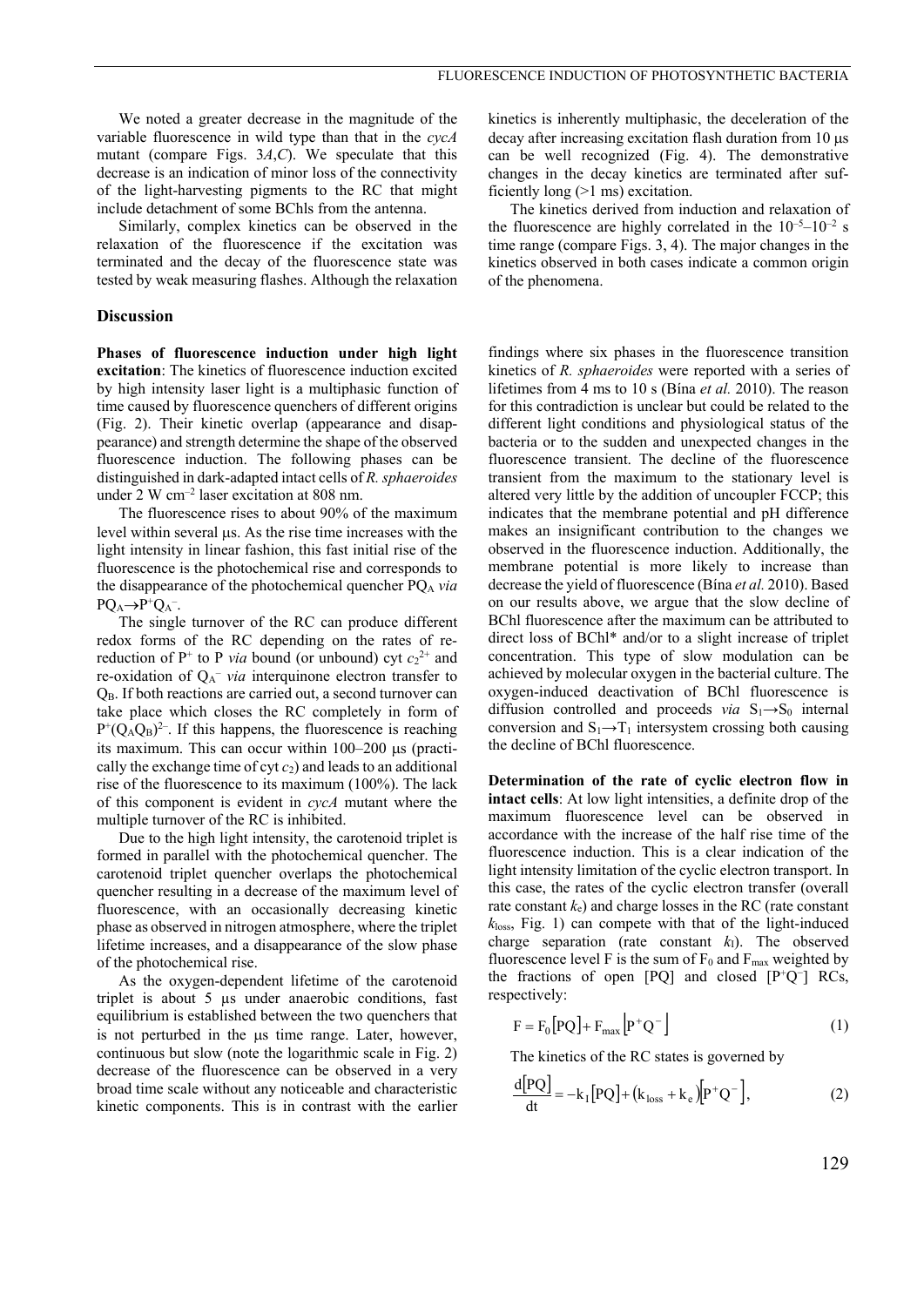We noted a greater decrease in the magnitude of the variable fluorescence in wild type than that in the *cycA* mutant (compare Figs. 3*A*,*C*). We speculate that this decrease is an indication of minor loss of the connectivity of the light-harvesting pigments to the RC that might include detachment of some BChls from the antenna.

Similarly, complex kinetics can be observed in the relaxation of the fluorescence if the excitation was terminated and the decay of the fluorescence state was tested by weak measuring flashes. Although the relaxation kinetics is inherently multiphasic, the deceleration of the decay after increasing excitation flash duration from 10 μs can be well recognized (Fig. 4). The demonstrative changes in the decay kinetics are terminated after sufficiently long (>1 ms) excitation.

The kinetics derived from induction and relaxation of the fluorescence are highly correlated in the $10^{-5}$–$10^{-2}$ s time range (compare Figs. 3, 4). The major changes in the kinetics observed in both cases indicate a common origin of the phenomena.

## Discussion

**Phases of fluorescence induction under high light excitation**: The kinetics of fluorescence induction excited by high intensity laser light is a multiphasic function of time caused by fluorescence quenchers of different origins (Fig. 2). Their kinetic overlap (appearance and disappearance) and strength determine the shape of the observed fluorescence induction. The following phases can be distinguished in dark-adapted intact cells of *R. sphaeroides* under 2 W cm$^{-2}$ laser excitation at 808 nm.

The fluorescence rises to about 90% of the maximum level within several μs. As the rise time increases with the light intensity in linear fashion, this fast initial rise of the fluorescence is the photochemical rise and corresponds to the disappearance of the photochemical quencher $PQ_A$ *via* $PQ_A \rightarrow P^+Q_A^-$.

The single turnover of the RC can produce different redox forms of the RC depending on the rates of re-reduction of $P^+$ to P *via* bound (or unbound) cyt $c_2^{2+}$ and re-oxidation of $Q_A^-$ *via* interquinone electron transfer to $Q_B$. If both reactions are carried out, a second turnover can take place which closes the RC completely in form of $P^+(Q_AQ_B)^{2-}$. If this happens, the fluorescence is reaching its maximum. This can occur within 100–200 μs (practically the exchange time of cyt $c_2$) and leads to an additional rise of the fluorescence to its maximum (100%). The lack of this component is evident in *cycA* mutant where the multiple turnover of the RC is inhibited.

Due to the high light intensity, the carotenoid triplet is formed in parallel with the photochemical quencher. The carotenoid triplet quencher overlaps the photochemical quencher resulting in a decrease of the maximum level of fluorescence, with an occasionally decreasing kinetic phase as observed in nitrogen atmosphere, where the triplet lifetime increases, and a disappearance of the slow phase of the photochemical rise.

As the oxygen-dependent lifetime of the carotenoid triplet is about 5 μs under anaerobic conditions, fast equilibrium is established between the two quenchers that is not perturbed in the μs time range. Later, however, continuous but slow (note the logarithmic scale in Fig. 2) decrease of the fluorescence can be observed in a very broad time scale without any noticeable and characteristic kinetic components. This is in contrast with the earlier findings where six phases in the fluorescence transition kinetics of *R. sphaeroides* were reported with a series of lifetimes from 4 ms to 10 s (Bína *et al.* 2010). The reason for this contradiction is unclear but could be related to the different light conditions and physiological status of the bacteria or to the sudden and unexpected changes in the fluorescence transient. The decline of the fluorescence transient from the maximum to the stationary level is altered very little by the addition of uncoupler FCCP; this indicates that the membrane potential and pH difference makes an insignificant contribution to the changes we observed in the fluorescence induction. Additionally, the membrane potential is more likely to increase than decrease the yield of fluorescence (Bína *et al.* 2010). Based on our results above, we argue that the slow decline of BChl fluorescence after the maximum can be attributed to direct loss of BChl* and/or to a slight increase of triplet concentration. This type of slow modulation can be achieved by molecular oxygen in the bacterial culture. The oxygen-induced deactivation of BChl fluorescence is diffusion controlled and proceeds *via* $S_1 \rightarrow S_0$ internal conversion and $S_1 \rightarrow T_1$ intersystem crossing both causing the decline of BChl fluorescence.

**Determination of the rate of cyclic electron flow in intact cells**: At low light intensities, a definite drop of the maximum fluorescence level can be observed in accordance with the increase of the half rise time of the fluorescence induction. This is a clear indication of the light intensity limitation of the cyclic electron transport. In this case, the rates of the cyclic electron transfer (overall rate constant $k_e$) and charge losses in the RC (rate constant $k_{loss}$, Fig. 1) can compete with that of the light-induced charge separation (rate constant $k_I$). The observed fluorescence level F is the sum of $F_0$ and $F_{max}$ weighted by the fractions of open [PQ] and closed $[P^+Q^-]$ RCs, respectively:

$$F = F_0[PQ] + F_{max}[P^+Q^-] \tag{1}$$

The kinetics of the RC states is governed by

$$\frac{d[PQ]}{dt} = -k_I[PQ] + (k_{loss} + k_e)[P^+Q^-], \tag{2}$$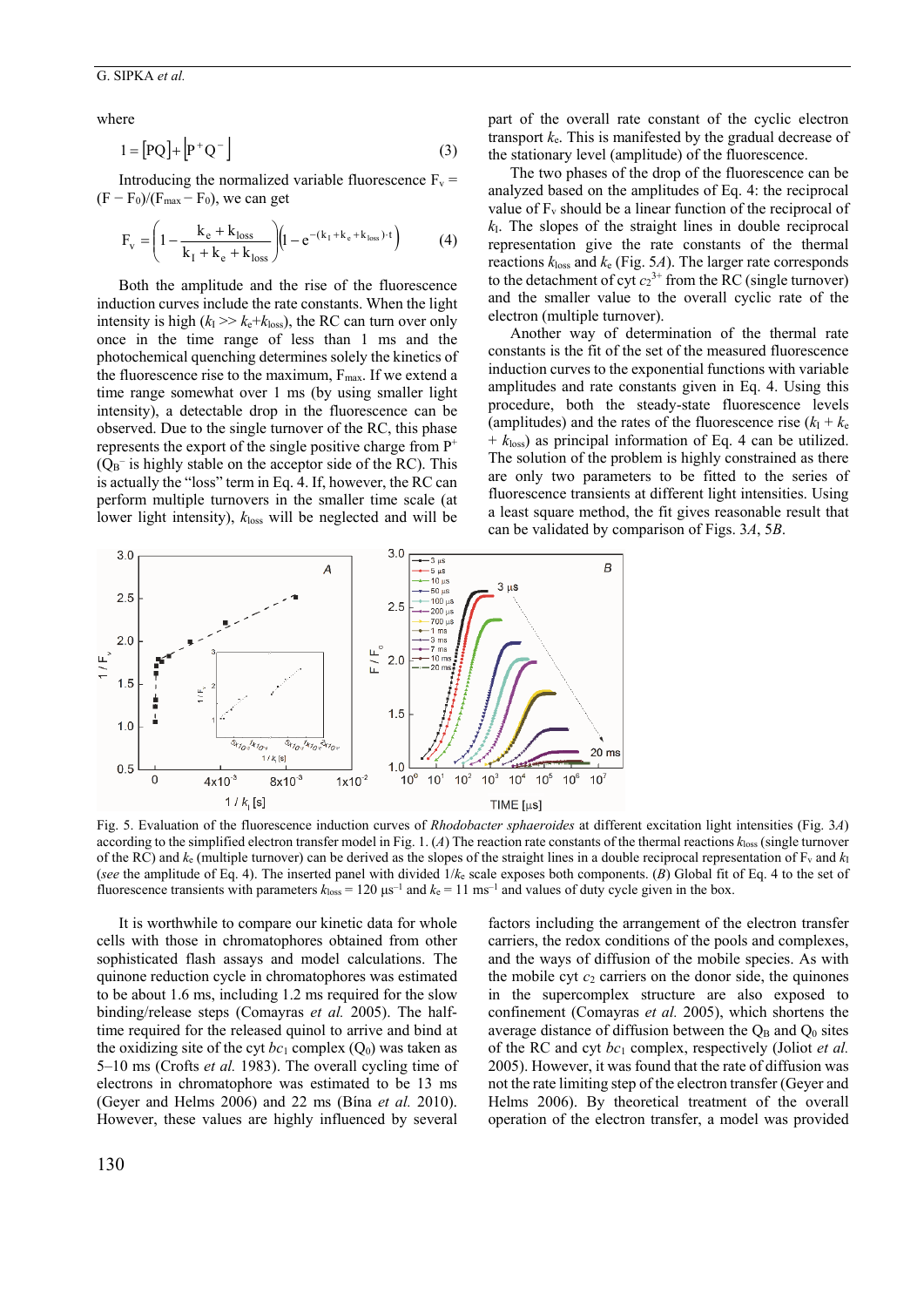where

$$1 = [PQ] + [P^+Q^-] \tag{3}$$

Introducing the normalized variable fluorescence $F_v = (F - F_0)/(F_{max} - F_0)$, we can get

$$F_v = \left(1 - \frac{k_e + k_{loss}}{k_I + k_e + k_{loss}}\right)\left(1 - e^{-(k_I + k_e + k_{loss})\cdot t}\right) \tag{4}$$

Both the amplitude and the rise of the fluorescence induction curves include the rate constants. When the light intensity is high ($k_I >> k_e + k_{loss}$), the RC can turn over only once in the time range of less than 1 ms and the photochemical quenching determines solely the kinetics of the fluorescence rise to the maximum, $F_{max}$. If we extend a time range somewhat over 1 ms (by using smaller light intensity), a detectable drop in the fluorescence can be observed. Due to the single turnover of the RC, this phase represents the export of the single positive charge from $P^+$ ($Q_B^-$ is highly stable on the acceptor side of the RC). This is actually the "loss" term in Eq. 4. If, however, the RC can perform multiple turnovers in the smaller time scale (at lower light intensity), $k_{loss}$ will be neglected and will be part of the overall rate constant of the cyclic electron transport $k_e$. This is manifested by the gradual decrease of the stationary level (amplitude) of the fluorescence.

The two phases of the drop of the fluorescence can be analyzed based on the amplitudes of Eq. 4: the reciprocal value of $F_v$ should be a linear function of the reciprocal of $k_I$. The slopes of the straight lines in double reciprocal representation give the rate constants of the thermal reactions $k_{loss}$ and $k_e$ (Fig. 5*A*). The larger rate corresponds to the detachment of cyt $c_2^{3+}$ from the RC (single turnover) and the smaller value to the overall cyclic rate of the electron (multiple turnover).

Another way of determination of the thermal rate constants is the fit of the set of the measured fluorescence induction curves to the exponential functions with variable amplitudes and rate constants given in Eq. 4. Using this procedure, both the steady-state fluorescence levels (amplitudes) and the rates of the fluorescence rise ($k_I + k_e + k_{loss}$) as principal information of Eq. 4 can be utilized. The solution of the problem is highly constrained as there are only two parameters to be fitted to the series of fluorescence transients at different light intensities. Using a least square method, the fit gives reasonable result that can be validated by comparison of Figs. 3*A*, 5*B*.

Fig. 5. Evaluation of the fluorescence induction curves of *Rhodobacter sphaeroides* at different excitation light intensities (Fig. 3*A*) according to the simplified electron transfer model in Fig. 1. (*A*) The reaction rate constants of the thermal reactions $k_{loss}$ (single turnover of the RC) and $k_e$ (multiple turnover) can be derived as the slopes of the straight lines in a double reciprocal representation of $F_v$ and $k_I$ (*see* the amplitude of Eq. 4). The inserted panel with divided $1/k_e$ scale exposes both components. (*B*) Global fit of Eq. 4 to the set of fluorescence transients with parameters $k_{loss}$ = 120 μs$^{-1}$ and $k_e$ = 11 ms$^{-1}$ and values of duty cycle given in the box.

It is worthwhile to compare our kinetic data for whole cells with those in chromatophores obtained from other sophisticated flash assays and model calculations. The quinone reduction cycle in chromatophores was estimated to be about 1.6 ms, including 1.2 ms required for the slow binding/release steps (Comayras *et al.* 2005). The half-time required for the released quinol to arrive and bind at the oxidizing site of the cyt $bc_1$ complex ($Q_0$) was taken as 5–10 ms (Crofts *et al.* 1983). The overall cycling time of electrons in chromatophore was estimated to be 13 ms (Geyer and Helms 2006) and 22 ms (Bína *et al.* 2010). However, these values are highly influenced by several factors including the arrangement of the electron transfer carriers, the redox conditions of the pools and complexes, and the ways of diffusion of the mobile species. As with the mobile cyt $c_2$ carriers on the donor side, the quinones in the supercomplex structure are also exposed to confinement (Comayras *et al.* 2005), which shortens the average distance of diffusion between the $Q_B$ and $Q_0$ sites of the RC and cyt $bc_1$ complex, respectively (Joliot *et al.* 2005). However, it was found that the rate of diffusion was not the rate limiting step of the electron transfer (Geyer and Helms 2006). By theoretical treatment of the overall operation of the electron transfer, a model was provided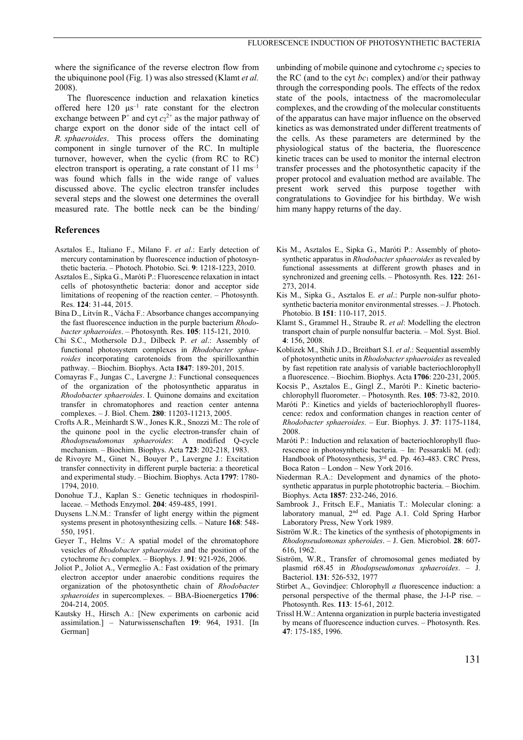where the significance of the reverse electron flow from the ubiquinone pool (Fig. 1) was also stressed (Klamt *et al.* 2008).

The fluorescence induction and relaxation kinetics offered here 120 $\mu s^{-1}$ rate constant for the electron exchange between $P^+$ and cyt $c_2^{2+}$ as the major pathway of charge export on the donor side of the intact cell of *R. sphaeroides*. This process offers the dominating component in single turnover of the RC. In multiple turnover, however, when the cyclic (from RC to RC) electron transport is operating, a rate constant of 11 $ms^{-1}$ was found which falls in the wide range of values discussed above. The cyclic electron transfer includes several steps and the slowest one determines the overall measured rate. The bottle neck can be the binding/unbinding of mobile quinone and cytochrome $c_2$ species to the RC (and to the cyt $bc_1$ complex) and/or their pathway through the corresponding pools. The effects of the redox state of the pools, intactness of the macromolecular complexes, and the crowding of the molecular constituents of the apparatus can have major influence on the observed kinetics as was demonstrated under different treatments of the cells. As these parameters are determined by the physiological status of the bacteria, the fluorescence kinetic traces can be used to monitor the internal electron transfer processes and the photosynthetic capacity if the proper protocol and evaluation method are available. The present work served this purpose together with congratulations to Govindjee for his birthday. We wish him many happy returns of the day.

## References

Asztalos E., Italiano F., Milano F. *et al*.: Early detection of mercury contamination by fluorescence induction of photosynthetic bacteria. – Photoch. Photobio. Sci. **9**: 1218-1223, 2010.

Asztalos E., Sipka G., Maróti P.: Fluorescence relaxation in intact cells of photosynthetic bacteria: donor and acceptor side limitations of reopening of the reaction center. – Photosynth. Res. **124**: 31-44, 2015.

Bína D., Litvín R., Vácha F.: Absorbance changes accompanying the fast fluorescence induction in the purple bacterium *Rhodobacter sphaeroides*. – Photosynth. Res. **105**: 115-121, 2010.

Chi S.C., Mothersole D.J., Dilbeck P. *et al*.: Assembly of functional photosystem complexes in *Rhodobacter sphaeroides* incorporating carotenoids from the spirilloxanthin pathway. – Biochim. Biophys. Acta **1847**: 189-201, 2015.

Comayras F., Jungas C., Lavergne J.: Functional consequences of the organization of the photosynthetic apparatus in *Rhodobacter sphaeroides*. I. Quinone domains and excitation transfer in chromatophores and reaction center antenna complexes. – J. Biol. Chem. **280**: 11203-11213, 2005.

Crofts A.R., Meinhardt S.W., Jones K.R., Snozzi M.: The role of the quinone pool in the cyclic electron-transfer chain of *Rhodopseudomonas sphaeroides*: A modified Q-cycle mechanism. – Biochim. Biophys. Acta **723**: 202-218, 1983.

de Rivoyre M., Ginet N., Bouyer P., Lavergne J.: Excitation transfer connectivity in different purple bacteria: a theoretical and experimental study. – Biochim. Biophys. Acta **1797**: 1780-1794, 2010.

Donohue T.J., Kaplan S.: Genetic techniques in rhodospirillaceae. – Methods Enzymol. **204**: 459-485, 1991.

Duysens L.N.M.: Transfer of light energy within the pigment systems present in photosynthesizing cells. – Nature **168**: 548-550, 1951.

Geyer T., Helms V.: A spatial model of the chromatophore vesicles of *Rhodobacter sphaeroides* and the position of the cytochrome $bc_1$ complex. – Biophys. J. **91**: 921-926, 2006.

Joliot P., Joliot A., Vermeglio A.: Fast oxidation of the primary electron acceptor under anaerobic conditions requires the organization of the photosynthetic chain of *Rhodobacter sphaeroides* in supercomplexes. – BBA-Bioenergetics **1706**: 204-214, 2005.

Kautsky H., Hirsch A.: [New experiments on carbonic acid assimilation.] – Naturwissenschaften **19**: 964, 1931. [In German]

Kis M., Asztalos E., Sipka G., Maróti P.: Assembly of photosynthetic apparatus in *Rhodobacter sphaeroides* as revealed by functional assessments at different growth phases and in synchronized and greening cells. – Photosynth. Res. **122**: 261-273, 2014.

Kis M., Sipka G., Asztalos E. *et al*.: Purple non-sulfur photosynthetic bacteria monitor environmental stresses. – J. Photoch. Photobio. B **151**: 110-117, 2015.

Klamt S., Grammel H., Straube R. *et al*: Modelling the electron transport chain of purple nonsulfur bacteria. – Mol. Syst. Biol. **4**: 156, 2008.

Koblizek M., Shih J.D., Breitbart S.I. *et al*.: Sequential assembly of photosynthetic units in *Rhodobacter sphaeroides* as revealed by fast repetition rate analysis of variable bacteriochlorophyll a fluorescence. – Biochim. Biophys. Acta **1706**: 220-231, 2005.

Kocsis P., Asztalos E., Gingl Z., Maróti P.: Kinetic bacteriochlorophyll fluorometer. – Photosynth. Res. **105**: 73-82, 2010.

Maróti P.: Kinetics and yields of bacteriochlorophyll fluorescence: redox and conformation changes in reaction center of *Rhodobacter sphaeroides*. – Eur. Biophys. J. **37**: 1175-1184, 2008.

Maróti P.: Induction and relaxation of bacteriochlorophyll fluorescence in photosynthetic bacteria. – In: Pessarakli M. (ed): Handbook of Photosynthesis, 3rd ed. Pp. 463-483. CRC Press, Boca Raton – London – New York 2016.

Niederman R.A.: Development and dynamics of the photosynthetic apparatus in purple phototrophic bacteria. – Biochim. Biophys. Acta **1857**: 232-246, 2016.

Sambrook J., Fritsch E.F., Maniatis T.: Molecular cloning: a laboratory manual, 2nd ed. Page A.1. Cold Spring Harbor Laboratory Press, New York 1989.

Siström W.R.: The kinetics of the synthesis of photopigments in *Rhodopseudomonas spheroides*. – J. Gen. Microbiol. **28**: 607-616, 1962.

Siström, W.R., Transfer of chromosomal genes mediated by plasmid r68.45 in *Rhodopseudomonas sphaeroides*. – J. Bacteriol. **131**: 526-532, 1977

Stirbet A., Govindjee: Chlorophyll *a* fluorescence induction: a personal perspective of the thermal phase, the J-I-P rise. – Photosynth. Res. **113**: 15-61, 2012.

Trissl H.W.: Antenna organization in purple bacteria investigated by means of fluorescence induction curves. – Photosynth. Res. **47**: 175-185, 1996.